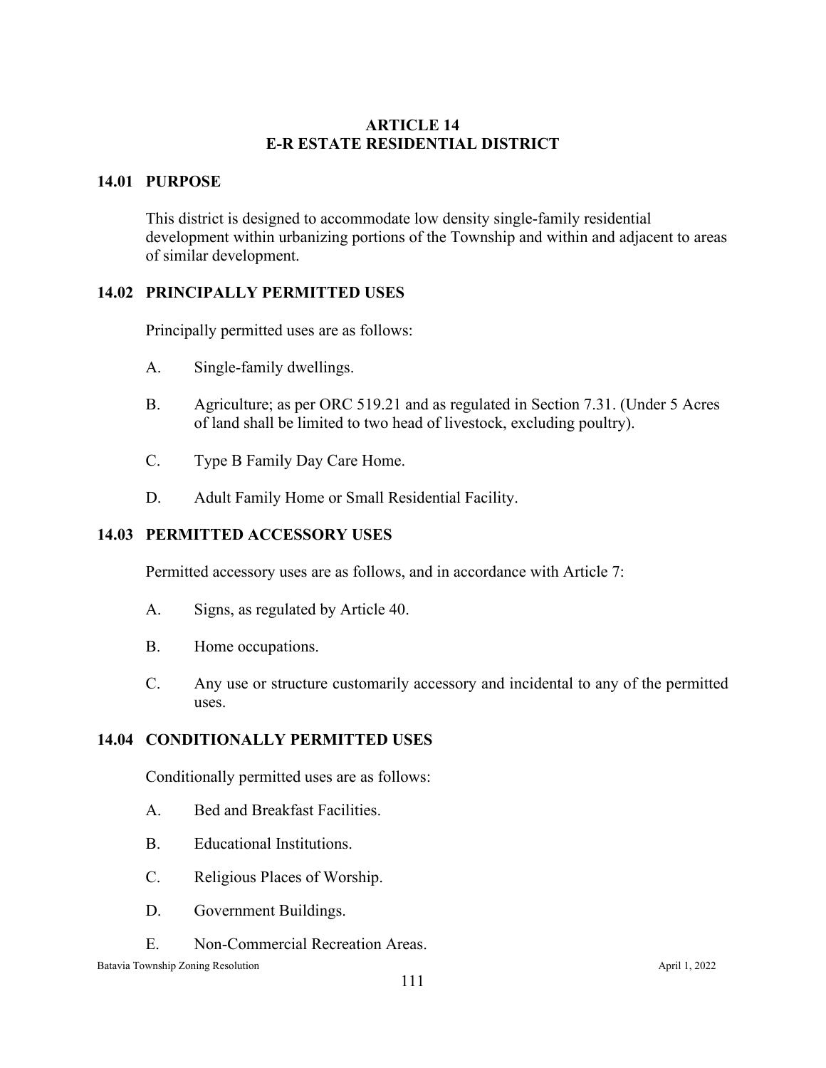# ARTICLE 14
# E-R ESTATE RESIDENTIAL DISTRICT

## 14.01 PURPOSE

This district is designed to accommodate low density single-family residential development within urbanizing portions of the Township and within and adjacent to areas of similar development.

## 14.02 PRINCIPALLY PERMITTED USES

Principally permitted uses are as follows:

A. Single-family dwellings.

B. Agriculture; as per ORC 519.21 and as regulated in Section 7.31. (Under 5 Acres of land shall be limited to two head of livestock, excluding poultry).

C. Type B Family Day Care Home.

D. Adult Family Home or Small Residential Facility.

## 14.03 PERMITTED ACCESSORY USES

Permitted accessory uses are as follows, and in accordance with Article 7:

A. Signs, as regulated by Article 40.

B. Home occupations.

C. Any use or structure customarily accessory and incidental to any of the permitted uses.

## 14.04 CONDITIONALLY PERMITTED USES

Conditionally permitted uses are as follows:

A. Bed and Breakfast Facilities.

B. Educational Institutions.

C. Religious Places of Worship.

D. Government Buildings.

E. Non-Commercial Recreation Areas.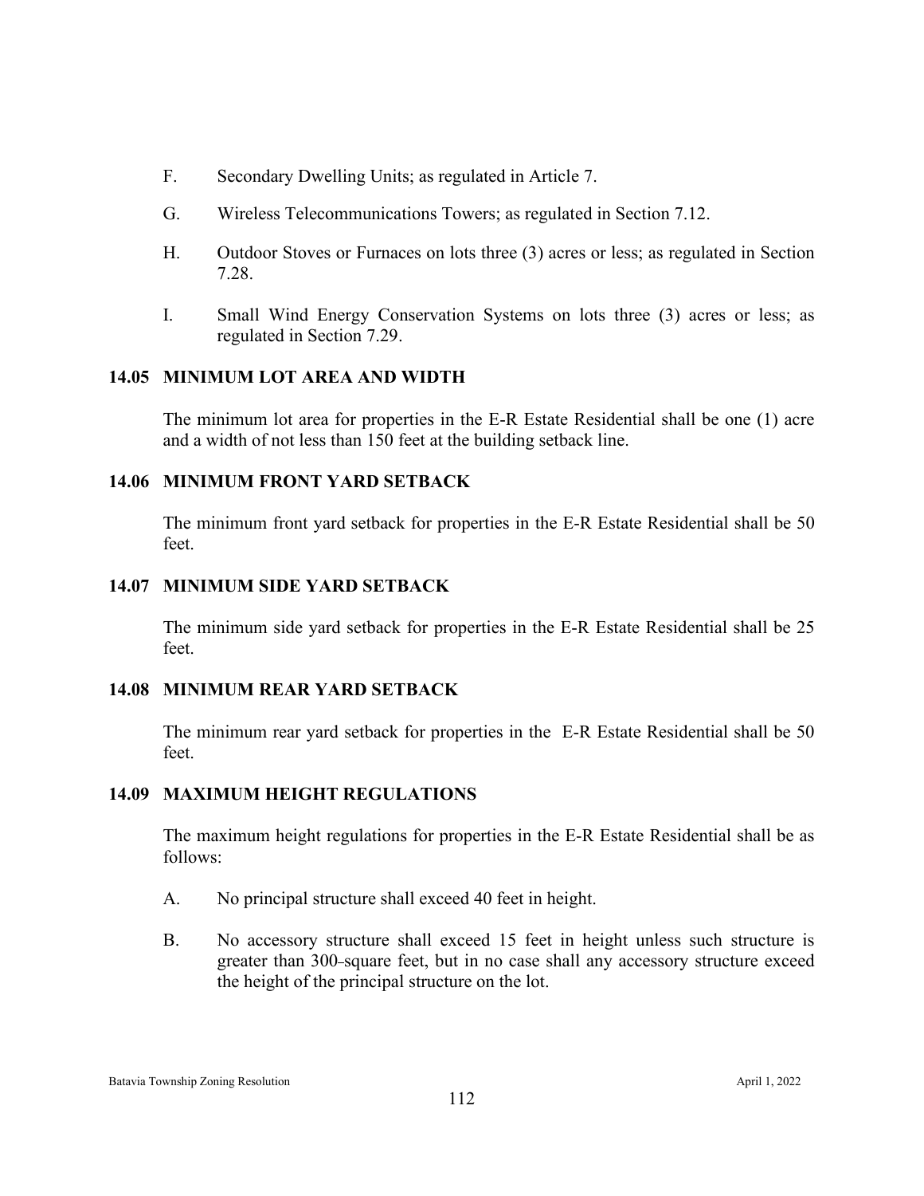F. Secondary Dwelling Units; as regulated in Article 7.

G. Wireless Telecommunications Towers; as regulated in Section 7.12.

H. Outdoor Stoves or Furnaces on lots three (3) acres or less; as regulated in Section 7.28.

I. Small Wind Energy Conservation Systems on lots three (3) acres or less; as regulated in Section 7.29.

### 14.05 MINIMUM LOT AREA AND WIDTH

The minimum lot area for properties in the E-R Estate Residential shall be one (1) acre and a width of not less than 150 feet at the building setback line.

### 14.06 MINIMUM FRONT YARD SETBACK

The minimum front yard setback for properties in the E-R Estate Residential shall be 50 feet.

### 14.07 MINIMUM SIDE YARD SETBACK

The minimum side yard setback for properties in the E-R Estate Residential shall be 25 feet.

### 14.08 MINIMUM REAR YARD SETBACK

The minimum rear yard setback for properties in the E-R Estate Residential shall be 50 feet.

### 14.09 MAXIMUM HEIGHT REGULATIONS

The maximum height regulations for properties in the E-R Estate Residential shall be as follows:

A. No principal structure shall exceed 40 feet in height.

B. No accessory structure shall exceed 15 feet in height unless such structure is greater than 300-square feet, but in no case shall any accessory structure exceed the height of the principal structure on the lot.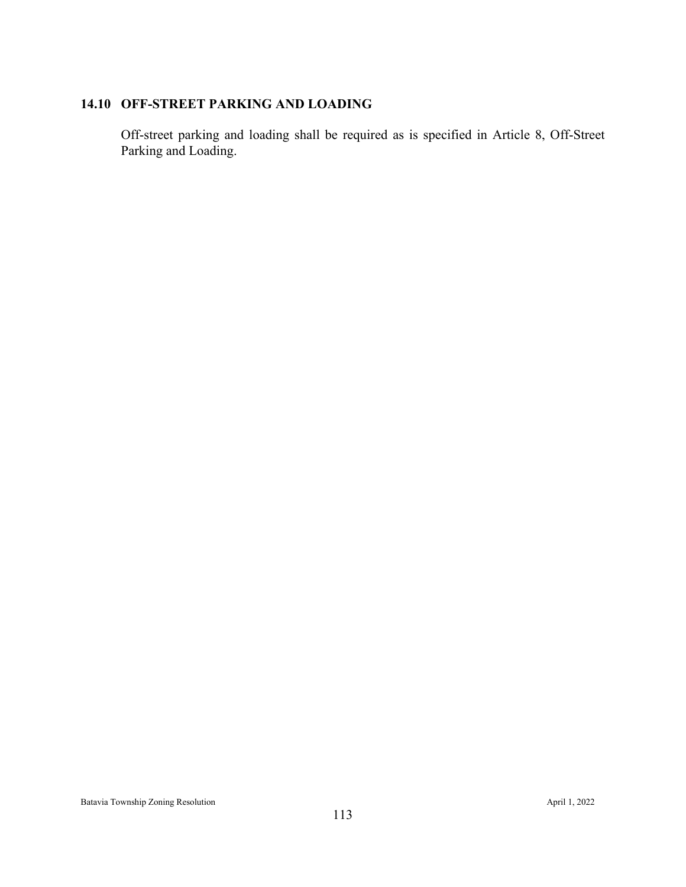## 14.10 OFF-STREET PARKING AND LOADING

Off-street parking and loading shall be required as is specified in Article 8, Off-Street Parking and Loading.